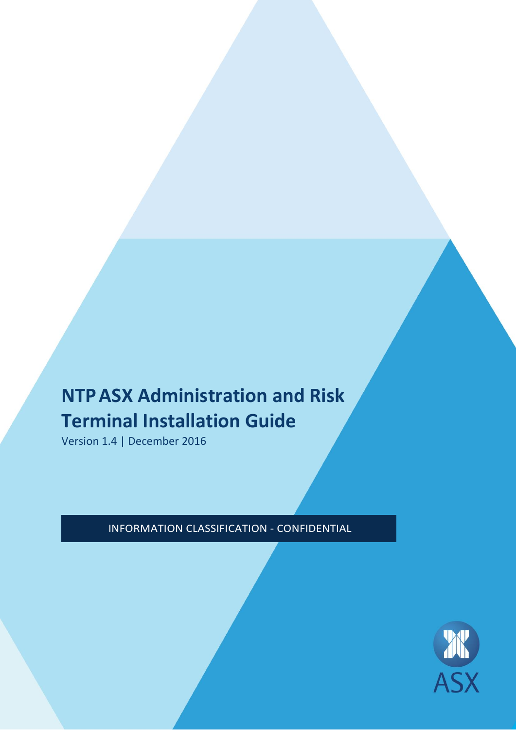# NTP ASX Administration and Risk Terminal Installation Guide

Version 1.4 | December 2016

INFORMATION CLASSIFICATION - CONFIDENTIAL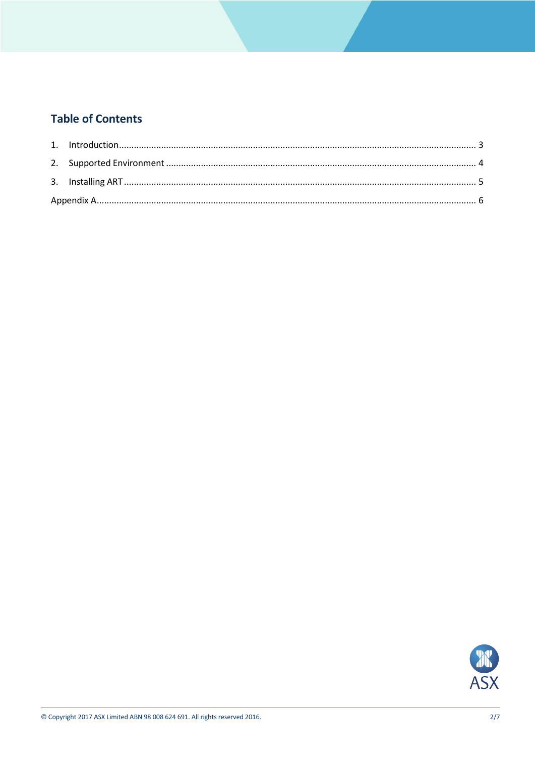## Table of Contents

1. Introduction ........................................................................................................................................ 3
2. Supported Environment ...................................................................................................................... 4
3. Installing ART ..................................................................................................................................... 5

Appendix A ................................................................................................................................................ 6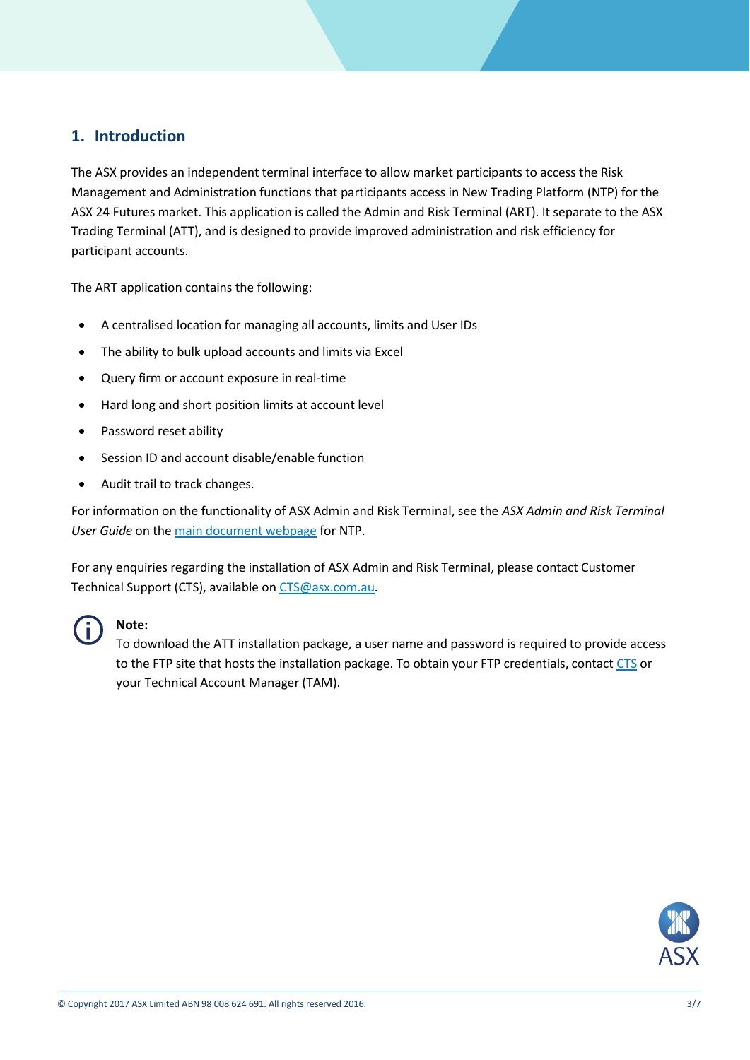## 1. Introduction

The ASX provides an independent terminal interface to allow market participants to access the Risk Management and Administration functions that participants access in New Trading Platform (NTP) for the ASX 24 Futures market. This application is called the Admin and Risk Terminal (ART). It separate to the ASX Trading Terminal (ATT), and is designed to provide improved administration and risk efficiency for participant accounts.

The ART application contains the following:

- A centralised location for managing all accounts, limits and User IDs
- The ability to bulk upload accounts and limits via Excel
- Query firm or account exposure in real-time
- Hard long and short position limits at account level
- Password reset ability
- Session ID and account disable/enable function
- Audit trail to track changes.

For information on the functionality of ASX Admin and Risk Terminal, see the *ASX Admin and Risk Terminal User Guide* on the main document webpage for NTP.

For any enquiries regarding the installation of ASX Admin and Risk Terminal, please contact Customer Technical Support (CTS), available on CTS@asx.com.au.

**Note:**
To download the ATT installation package, a user name and password is required to provide access to the FTP site that hosts the installation package. To obtain your FTP credentials, contact CTS or your Technical Account Manager (TAM).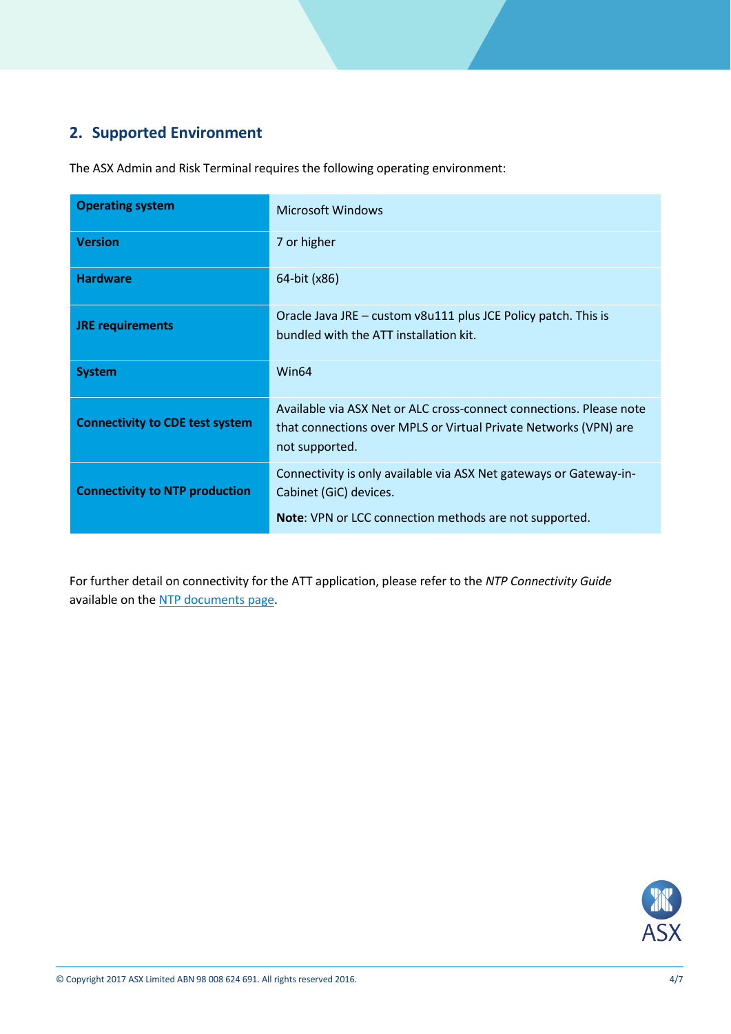## 2. Supported Environment

The ASX Admin and Risk Terminal requires the following operating environment:

| | |
|---|---|
| **Operating system** | Microsoft Windows |
| **Version** | 7 or higher |
| **Hardware** | 64-bit (x86) |
| **JRE requirements** | Oracle Java JRE – custom v8u111 plus JCE Policy patch. This is bundled with the ATT installation kit. |
| **System** | Win64 |
| **Connectivity to CDE test system** | Available via ASX Net or ALC cross-connect connections. Please note that connections over MPLS or Virtual Private Networks (VPN) are not supported. |
| **Connectivity to NTP production** | Connectivity is only available via ASX Net gateways or Gateway-in-Cabinet (GiC) devices.<br><br>**Note**: VPN or LCC connection methods are not supported. |

For further detail on connectivity for the ATT application, please refer to the *NTP Connectivity Guide* available on the [NTP documents page](NTP documents page).

© Copyright 2017 ASX Limited ABN 98 008 624 691. All rights reserved 2016.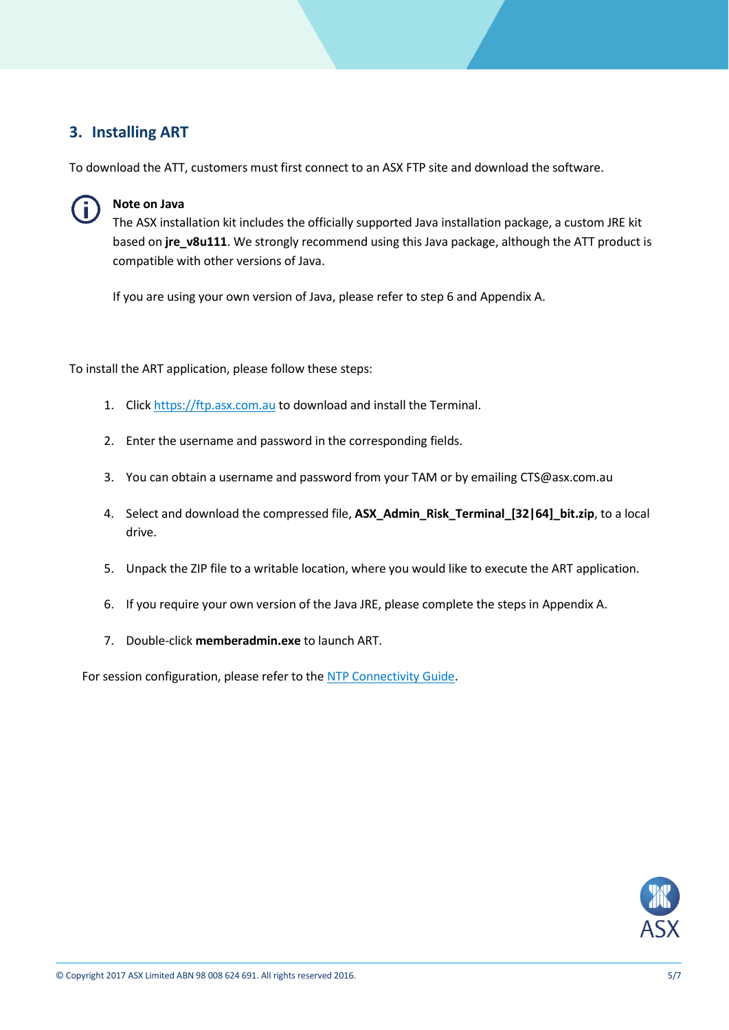## 3. Installing ART

To download the ATT, customers must first connect to an ASX FTP site and download the software.

**Note on Java**

The ASX installation kit includes the officially supported Java installation package, a custom JRE kit based on **jre_v8u111**. We strongly recommend using this Java package, although the ATT product is compatible with other versions of Java.

If you are using your own version of Java, please refer to step 6 and Appendix A.

To install the ART application, please follow these steps:

1. Click [https://ftp.asx.com.au](https://ftp.asx.com.au) to download and install the Terminal.
2. Enter the username and password in the corresponding fields.
3. You can obtain a username and password from your TAM or by emailing CTS@asx.com.au
4. Select and download the compressed file, **ASX_Admin_Risk_Terminal_[32|64]_bit.zip**, to a local drive.
5. Unpack the ZIP file to a writable location, where you would like to execute the ART application.
6. If you require your own version of the Java JRE, please complete the steps in Appendix A.
7. Double-click **memberadmin.exe** to launch ART.

For session configuration, please refer to the NTP Connectivity Guide.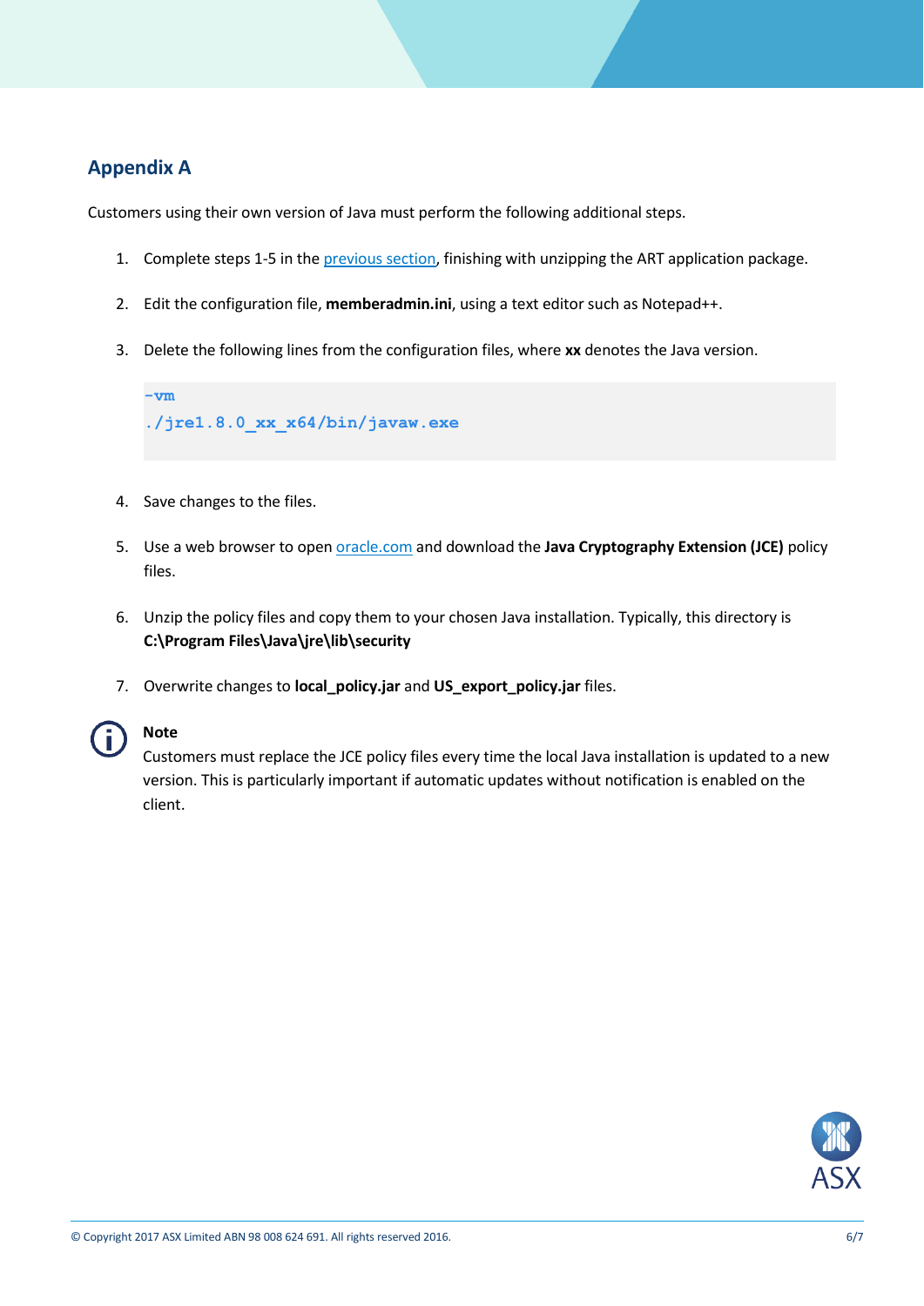## Appendix A

Customers using their own version of Java must perform the following additional steps.

1. Complete steps 1-5 in the previous section, finishing with unzipping the ART application package.

2. Edit the configuration file, **memberadmin.ini**, using a text editor such as Notepad++.

3. Delete the following lines from the configuration files, where **xx** denotes the Java version.

```
-vm
./jre1.8.0_xx_x64/bin/javaw.exe
```

4. Save changes to the files.

5. Use a web browser to open oracle.com and download the **Java Cryptography Extension (JCE)** policy files.

6. Unzip the policy files and copy them to your chosen Java installation. Typically, this directory is **C:\Program Files\Java\jre\lib\security**

7. Overwrite changes to **local_policy.jar** and **US_export_policy.jar** files.

**Note**

Customers must replace the JCE policy files every time the local Java installation is updated to a new version. This is particularly important if automatic updates without notification is enabled on the client.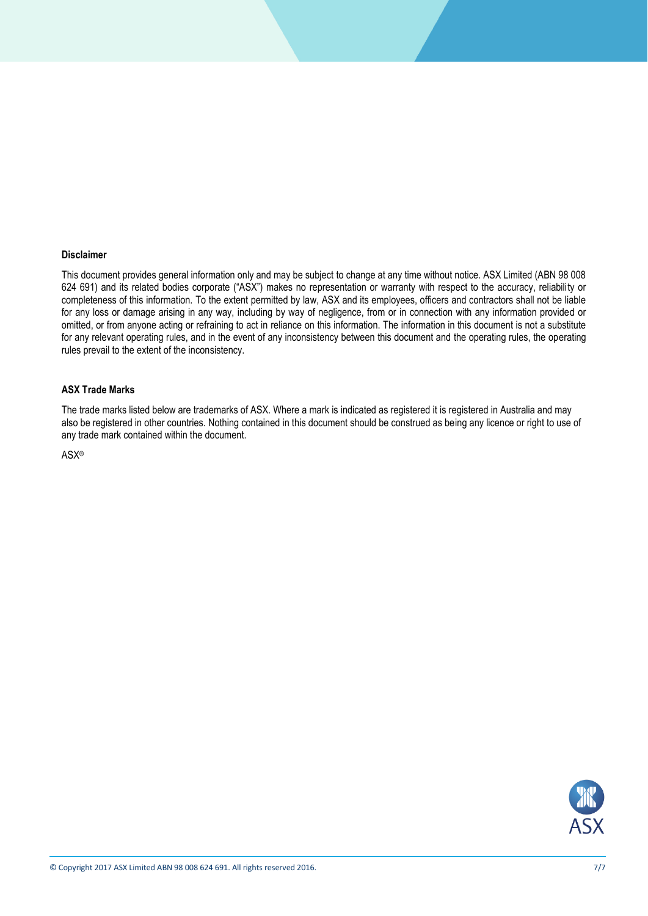**Disclaimer**

This document provides general information only and may be subject to change at any time without notice. ASX Limited (ABN 98 008 624 691) and its related bodies corporate ("ASX") makes no representation or warranty with respect to the accuracy, reliability or completeness of this information. To the extent permitted by law, ASX and its employees, officers and contractors shall not be liable for any loss or damage arising in any way, including by way of negligence, from or in connection with any information provided or omitted, or from anyone acting or refraining to act in reliance on this information. The information in this document is not a substitute for any relevant operating rules, and in the event of any inconsistency between this document and the operating rules, the operating rules prevail to the extent of the inconsistency.

**ASX Trade Marks**

The trade marks listed below are trademarks of ASX. Where a mark is indicated as registered it is registered in Australia and may also be registered in other countries. Nothing contained in this document should be construed as being any licence or right to use of any trade mark contained within the document.

ASX®

© Copyright 2017 ASX Limited ABN 98 008 624 691. All rights reserved 2016.